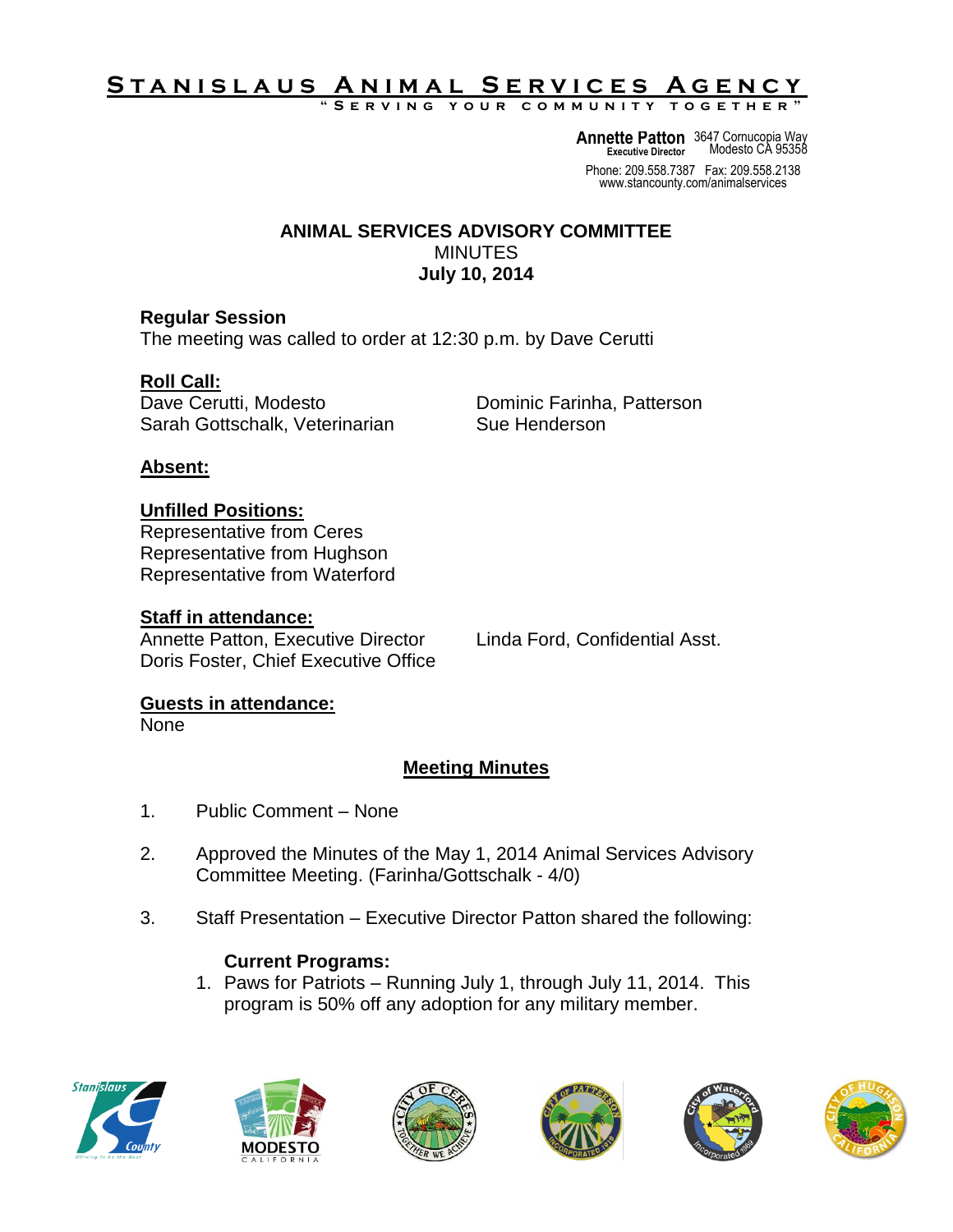# Stanislaus Animal Services Agency

"Serving your community together"

**Annette Patton**
Executive Director

3647 Cornucopia Way
Modesto CA 95358

Phone: 209.558.7387 Fax: 209.558.2138
www.stancounty.com/animalservices

## ANIMAL SERVICES ADVISORY COMMITTEE

MINUTES

**July 10, 2014**

### Regular Session

The meeting was called to order at 12:30 p.m. by Dave Cerutti

### Roll Call:

Dave Cerutti, Modesto
Sarah Gottschalk, Veterinarian
Dominic Farinha, Patterson
Sue Henderson

### Absent:

### Unfilled Positions:

Representative from Ceres
Representative from Hughson
Representative from Waterford

### Staff in attendance:

Annette Patton, Executive Director
Doris Foster, Chief Executive Office
Linda Ford, Confidential Asst.

### Guests in attendance:

None

## Meeting Minutes

1. Public Comment – None

2. Approved the Minutes of the May 1, 2014 Animal Services Advisory Committee Meeting. (Farinha/Gottschalk - 4/0)

3. Staff Presentation – Executive Director Patton shared the following:

   **Current Programs:**

   1. Paws for Patriots – Running July 1, through July 11, 2014. This program is 50% off any adoption for any military member.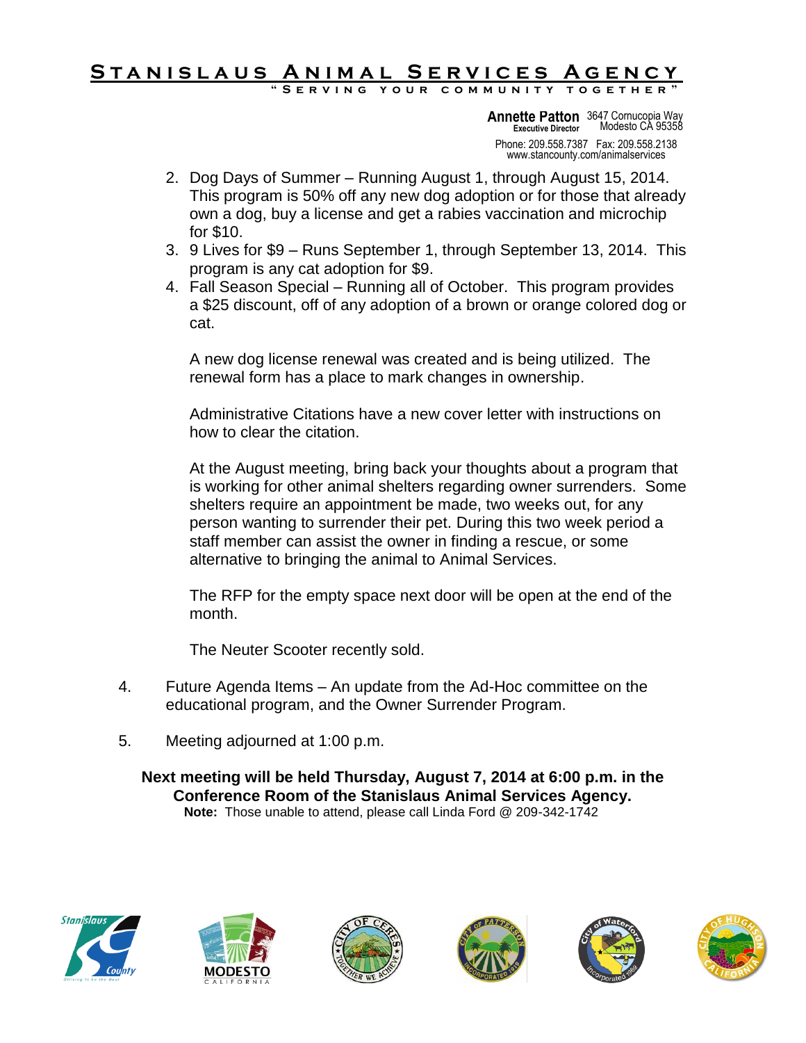# Stanislaus Animal Services Agency

"Serving your community together"

**Annette Patton** 3647 Cornucopia Way
Executive Director Modesto CA 95358
Phone: 209.558.7387 Fax: 209.558.2138
www.stancounty.com/animalservices

2. Dog Days of Summer – Running August 1, through August 15, 2014. This program is 50% off any new dog adoption or for those that already own a dog, buy a license and get a rabies vaccination and microchip for $10.
3. 9 Lives for $9 – Runs September 1, through September 13, 2014. This program is any cat adoption for $9.
4. Fall Season Special – Running all of October. This program provides a $25 discount, off of any adoption of a brown or orange colored dog or cat.

A new dog license renewal was created and is being utilized. The renewal form has a place to mark changes in ownership.

Administrative Citations have a new cover letter with instructions on how to clear the citation.

At the August meeting, bring back your thoughts about a program that is working for other animal shelters regarding owner surrenders. Some shelters require an appointment be made, two weeks out, for any person wanting to surrender their pet. During this two week period a staff member can assist the owner in finding a rescue, or some alternative to bringing the animal to Animal Services.

The RFP for the empty space next door will be open at the end of the month.

The Neuter Scooter recently sold.

4. Future Agenda Items – An update from the Ad-Hoc committee on the educational program, and the Owner Surrender Program.

5. Meeting adjourned at 1:00 p.m.

**Next meeting will be held Thursday, August 7, 2014 at 6:00 p.m. in the Conference Room of the Stanislaus Animal Services Agency.**

**Note:** Those unable to attend, please call Linda Ford @ 209-342-1742